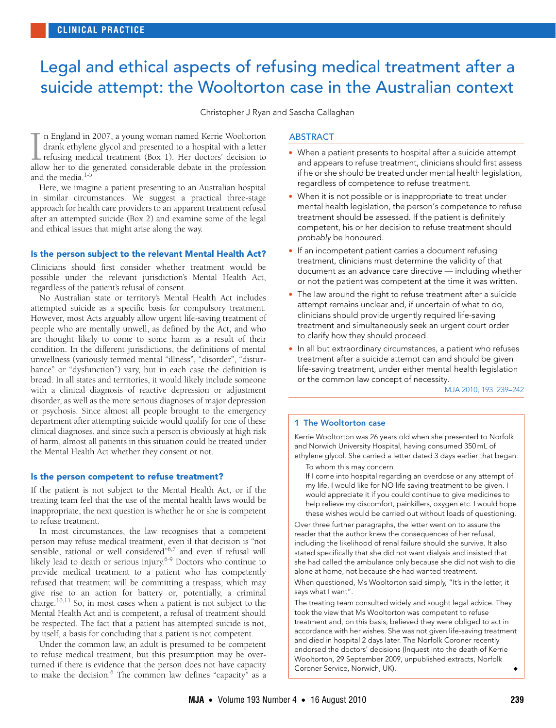# Legal and ethical aspects of refusing medical treatment after a suicide attempt: the Wooltorton case in the Australian context

Christopher J Ryan and Sascha Callaghan

## ABSTRACT

- When a patient presents to hospital after a suicide attempt and appears to refuse treatment, clinicians should first assess if he or she should be treated under mental health legislation, regardless of competence to refuse treatment.
- When it is not possible or is inappropriate to treat under mental health legislation, the person's competence to refuse treatment should be assessed. If the patient is definitely competent, his or her decision to refuse treatment should *probably* be honoured.
- If an incompetent patient carries a document refusing treatment, clinicians must determine the validity of that document as an advance care directive — including whether or not the patient was competent at the time it was written.
- The law around the right to refuse treatment after a suicide attempt remains unclear and, if uncertain of what to do, clinicians should provide urgently required life-saving treatment and simultaneously seek an urgent court order to clarify how they should proceed.
- In all but extraordinary circumstances, a patient who refuses treatment after a suicide attempt can and should be given life-saving treatment, under either mental health legislation or the common law concept of necessity.

MJA 2010; 193: 239–242

In England in 2007, a young woman named Kerrie Wooltorton drank ethylene glycol and presented to a hospital with a letter refusing medical treatment (Box 1). Her doctors' decision to allow her to die generated considerable debate in the profession and the media.[1-5]

Here, we imagine a patient presenting to an Australian hospital in similar circumstances. We suggest a practical three-stage approach for health care providers to an apparent treatment refusal after an attempted suicide (Box 2) and examine some of the legal and ethical issues that might arise along the way.

### Is the person subject to the relevant Mental Health Act?

Clinicians should first consider whether treatment would be possible under the relevant jurisdiction's Mental Health Act, regardless of the patient's refusal of consent.

No Australian state or territory's Mental Health Act includes attempted suicide as a specific basis for compulsory treatment. However, most Acts arguably allow urgent life-saving treatment of people who are mentally unwell, as defined by the Act, and who are thought likely to come to some harm as a result of their condition. In the different jurisdictions, the definitions of mental unwellness (variously termed mental "illness", "disorder", "disturbance" or "dysfunction") vary, but in each case the definition is broad. In all states and territories, it would likely include someone with a clinical diagnosis of reactive depression or adjustment disorder, as well as the more serious diagnoses of major depression or psychosis. Since almost all people brought to the emergency department after attempting suicide would qualify for one of these clinical diagnoses, and since such a person is obviously at high risk of harm, almost all patients in this situation could be treated under the Mental Health Act whether they consent or not.

### Is the person competent to refuse treatment?

If the patient is not subject to the Mental Health Act, or if the treating team feel that the use of the mental health laws would be inappropriate, the next question is whether he or she is competent to refuse treatment.

In most circumstances, the law recognises that a competent person may refuse medical treatment, even if that decision is "not sensible, rational or well considered"[6,7] and even if refusal will likely lead to death or serious injury.[6-9] Doctors who continue to provide medical treatment to a patient who has competently refused that treatment will be committing a trespass, which may give rise to an action for battery or, potentially, a criminal charge.[10,11] So, in most cases when a patient is not subject to the Mental Health Act and is competent, a refusal of treatment should be respected. The fact that a patient has attempted suicide is not, by itself, a basis for concluding that a patient is not competent.

Under the common law, an adult is presumed to be competent to refuse medical treatment, but this presumption may be overturned if there is evidence that the person does not have capacity to make the decision.[6] The common law defines "capacity" as a

---

**1 The Wooltorton case**

Kerrie Wooltorton was 26 years old when she presented to Norfolk and Norwich University Hospital, having consumed 350 mL of ethylene glycol. She carried a letter dated 3 days earlier that began:

> To whom this may concern
>
> If I come into hospital regarding an overdose or any attempt of my life, I would like for NO life saving treatment to be given. I would appreciate it if you could continue to give medicines to help relieve my discomfort, painkillers, oxygen etc. I would hope these wishes would be carried out without loads of questioning.

Over three further paragraphs, the letter went on to assure the reader that the author knew the consequences of her refusal, including the likelihood of renal failure should she survive. It also stated specifically that she did not want dialysis and insisted that she had called the ambulance only because she did not wish to die alone at home, not because she had wanted treatment.

When questioned, Ms Wooltorton said simply, "It's in the letter, it says what I want".

The treating team consulted widely and sought legal advice. They took the view that Ms Wooltorton was competent to refuse treatment and, on this basis, believed they were obliged to act in accordance with her wishes. She was not given life-saving treatment and died in hospital 2 days later. The Norfolk Coroner recently endorsed the doctors' decisions (Inquest into the death of Kerrie Wooltorton, 29 September 2009, unpublished extracts, Norfolk Coroner Service, Norwich, UK). ◆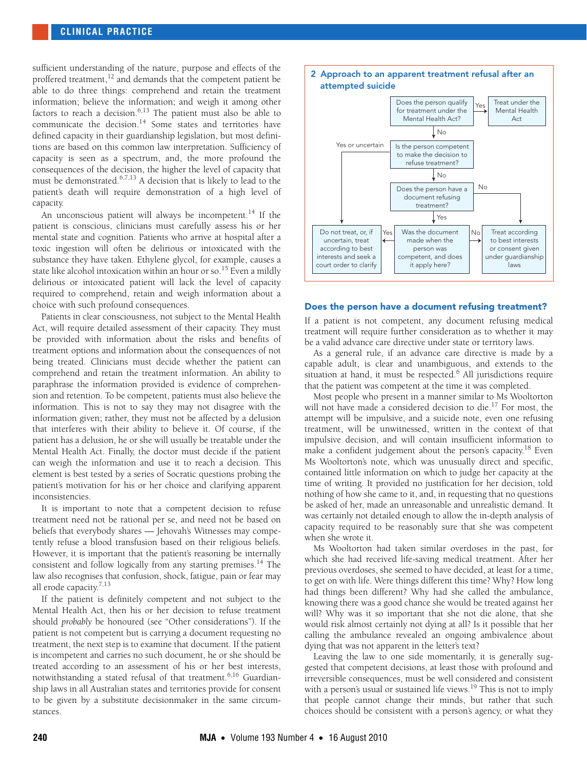sufficient understanding of the nature, purpose and effects of the proffered treatment,[12] and demands that the competent patient be able to do three things: comprehend and retain the treatment information; believe the information; and weigh it among other factors to reach a decision.[6,13] The patient must also be able to communicate the decision.[14] Some states and territories have defined capacity in their guardianship legislation, but most definitions are based on this common law interpretation. Sufficiency of capacity is seen as a spectrum, and, the more profound the consequences of the decision, the higher the level of capacity that must be demonstrated.[6,7,13] A decision that is likely to lead to the patient's death will require demonstration of a high level of capacity.

An unconscious patient will always be incompetent.[14] If the patient is conscious, clinicians must carefully assess his or her mental state and cognition. Patients who arrive at hospital after a toxic ingestion will often be delirious or intoxicated with the substance they have taken. Ethylene glycol, for example, causes a state like alcohol intoxication within an hour or so.[15] Even a mildly delirious or intoxicated patient will lack the level of capacity required to comprehend, retain and weigh information about a choice with such profound consequences.

Patients in clear consciousness, not subject to the Mental Health Act, will require detailed assessment of their capacity. They must be provided with information about the risks and benefits of treatment options and information about the consequences of not being treated. Clinicians must decide whether the patient can comprehend and retain the treatment information. An ability to paraphrase the information provided is evidence of comprehension and retention. To be competent, patients must also believe the information. This is not to say they may not disagree with the information given; rather, they must not be affected by a delusion that interferes with their ability to believe it. Of course, if the patient has a delusion, he or she will usually be treatable under the Mental Health Act. Finally, the doctor must decide if the patient can weigh the information and use it to reach a decision. This element is best tested by a series of Socratic questions probing the patient's motivation for his or her choice and clarifying apparent inconsistencies.

It is important to note that a competent decision to refuse treatment need not be rational per se, and need not be based on beliefs that everybody shares — Jehovah's Witnesses may competently refuse a blood transfusion based on their religious beliefs. However, it is important that the patient's reasoning be internally consistent and follow logically from any starting premises.[14] The law also recognises that confusion, shock, fatigue, pain or fear may all erode capacity.[7,13]

If the patient is definitely competent and not subject to the Mental Health Act, then his or her decision to refuse treatment should *probably* be honoured (see "Other considerations"). If the patient is not competent but is carrying a document refusing treatment, the next step is to examine that document. If the patient is incompetent and carries no such document, he or she should be treated according to an assessment of his or her best interests, notwithstanding a stated refusal of that treatment.[6,16] Guardianship laws in all Australian states and territories provide for consent to be given by a substitute decisionmaker in the same circumstances.

**2 Approach to an apparent treatment refusal after an attempted suicide**

- Does the person qualify for treatment under the Mental Health Act?
  - Yes → Treat under the Mental Health Act
  - No → Is the person competent to make the decision to refuse treatment?
    - Yes or uncertain → Do not treat, or, if uncertain, treat according to best interests and seek a court order to clarify
    - No → Does the person have a document refusing treatment?
      - No → Treat according to best interests or consent given under guardianship laws
      - Yes → Was the document made when the person was competent, and does it apply here?
        - Yes → Do not treat, or, if uncertain, treat according to best interests and seek a court order to clarify
        - No → Treat according to best interests or consent given under guardianship laws

## Does the person have a document refusing treatment?

If a patient is not competent, any document refusing medical treatment will require further consideration as to whether it may be a valid advance care directive under state or territory laws.

As a general rule, if an advance care directive is made by a capable adult, is clear and unambiguous, and extends to the situation at hand, it must be respected.[6] All jurisdictions require that the patient was competent at the time it was completed.

Most people who present in a manner similar to Ms Wooltorton will not have made a considered decision to die.[17] For most, the attempt will be impulsive, and a suicide note, even one refusing treatment, will be unwitnessed, written in the context of that impulsive decision, and will contain insufficient information to make a confident judgement about the person's capacity.[18] Even Ms Wooltorton's note, which was unusually direct and specific, contained little information on which to judge her capacity at the time of writing. It provided no justification for her decision, told nothing of how she came to it, and, in requesting that no questions be asked of her, made an unreasonable and unrealistic demand. It was certainly not detailed enough to allow the in-depth analysis of capacity required to be reasonably sure that she was competent when she wrote it.

Ms Wooltorton had taken similar overdoses in the past, for which she had received life-saving medical treatment. After her previous overdoses, she seemed to have decided, at least for a time, to get on with life. Were things different this time? Why? How long had things been different? Why had she called the ambulance, knowing there was a good chance she would be treated against her will? Why was it so important that she not die alone, that she would risk almost certainly not dying at all? Is it possible that her calling the ambulance revealed an ongoing ambivalence about dying that was not apparent in the letter's text?

Leaving the law to one side momentarily, it is generally suggested that competent decisions, at least those with profound and irreversible consequences, must be well considered and consistent with a person's usual or sustained life views.[19] This is not to imply that people cannot change their minds, but rather that such choices should be consistent with a person's agency, or what they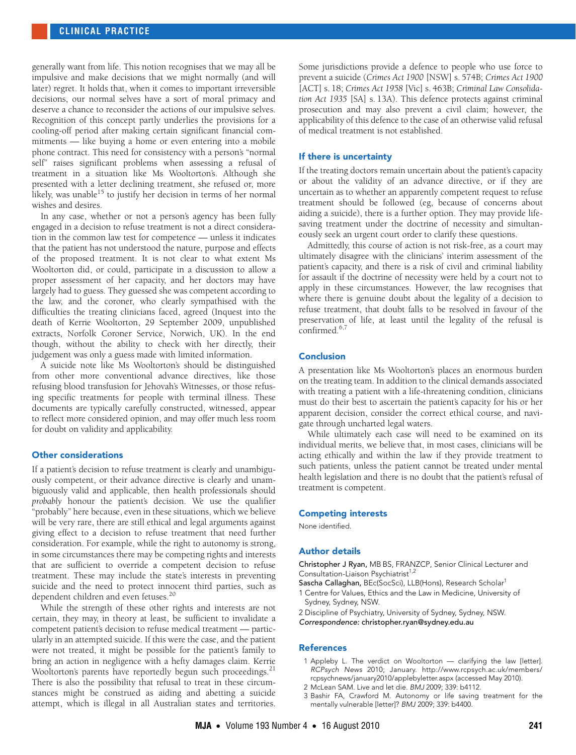generally want from life. This notion recognises that we may all be impulsive and make decisions that we might normally (and will later) regret. It holds that, when it comes to important irreversible decisions, our normal selves have a sort of moral primacy and deserve a chance to reconsider the actions of our impulsive selves. Recognition of this concept partly underlies the provisions for a cooling-off period after making certain significant financial commitments — like buying a home or even entering into a mobile phone contract. This need for consistency with a person's "normal self" raises significant problems when assessing a refusal of treatment in a situation like Ms Wooltorton's. Although she presented with a letter declining treatment, she refused or, more likely, was unable[15] to justify her decision in terms of her normal wishes and desires.

In any case, whether or not a person's agency has been fully engaged in a decision to refuse treatment is not a direct consideration in the common law test for competence — unless it indicates that the patient has not understood the nature, purpose and effects of the proposed treatment. It is not clear to what extent Ms Wooltorton did, or could, participate in a discussion to allow a proper assessment of her capacity, and her doctors may have largely had to guess. They guessed she was competent according to the law, and the coroner, who clearly sympathised with the difficulties the treating clinicians faced, agreed (Inquest into the death of Kerrie Wooltorton, 29 September 2009, unpublished extracts, Norfolk Coroner Service, Norwich, UK). In the end though, without the ability to check with her directly, their judgement was only a guess made with limited information.

A suicide note like Ms Wooltorton's should be distinguished from other more conventional advance directives, like those refusing blood transfusion for Jehovah's Witnesses, or those refusing specific treatments for people with terminal illness. These documents are typically carefully constructed, witnessed, appear to reflect more considered opinion, and may offer much less room for doubt on validity and applicability.

## Other considerations

If a patient's decision to refuse treatment is clearly and unambiguously competent, or their advance directive is clearly and unambiguously valid and applicable, then health professionals should *probably* honour the patient's decision. We use the qualifier "probably" here because, even in these situations, which we believe will be very rare, there are still ethical and legal arguments against giving effect to a decision to refuse treatment that need further consideration. For example, while the right to autonomy is strong, in some circumstances there may be competing rights and interests that are sufficient to override a competent decision to refuse treatment. These may include the state's interests in preventing suicide and the need to protect innocent third parties, such as dependent children and even fetuses.[20]

While the strength of these other rights and interests are not certain, they may, in theory at least, be sufficient to invalidate a competent patient's decision to refuse medical treatment — particularly in an attempted suicide. If this were the case, and the patient were not treated, it might be possible for the patient's family to bring an action in negligence with a hefty damages claim. Kerrie Wooltorton's parents have reportedly begun such proceedings.[21] There is also the possibility that refusal to treat in these circumstances might be construed as aiding and abetting a suicide attempt, which is illegal in all Australian states and territories.

Some jurisdictions provide a defence to people who use force to prevent a suicide (*Crimes Act 1900* [NSW] s. 574B; *Crimes Act 1900* [ACT] s. 18; *Crimes Act 1958* [Vic] s. 463B; *Criminal Law Consolidation Act 1935* [SA] s. 13A). This defence protects against criminal prosecution and may also prevent a civil claim; however, the applicability of this defence to the case of an otherwise valid refusal of medical treatment is not established.

## If there is uncertainty

If the treating doctors remain uncertain about the patient's capacity or about the validity of an advance directive, or if they are uncertain as to whether an apparently competent request to refuse treatment should be followed (eg, because of concerns about aiding a suicide), there is a further option. They may provide life-saving treatment under the doctrine of necessity and simultaneously seek an urgent court order to clarify these questions.

Admittedly, this course of action is not risk-free, as a court may ultimately disagree with the clinicians' interim assessment of the patient's capacity, and there is a risk of civil and criminal liability for assault if the doctrine of necessity were held by a court not to apply in these circumstances. However, the law recognises that where there is genuine doubt about the legality of a decision to refuse treatment, that doubt falls to be resolved in favour of the preservation of life, at least until the legality of the refusal is confirmed.[6,7]

## Conclusion

A presentation like Ms Wooltorton's places an enormous burden on the treating team. In addition to the clinical demands associated with treating a patient with a life-threatening condition, clinicians must do their best to ascertain the patient's capacity for his or her apparent decision, consider the correct ethical course, and navigate through uncharted legal waters.

While ultimately each case will need to be examined on its individual merits, we believe that, in most cases, clinicians will be acting ethically and within the law if they provide treatment to such patients, unless the patient cannot be treated under mental health legislation and there is no doubt that the patient's refusal of treatment is competent.

## Competing interests

None identified.

## Author details

**Christopher J Ryan,** MB BS, FRANZCP, Senior Clinical Lecturer and Consultation-Liaison Psychiatrist[1,2]
**Sascha Callaghan,** BEc(SocSci), LLB(Hons), Research Scholar[1]

1 Centre for Values, Ethics and the Law in Medicine, University of Sydney, Sydney, NSW.
2 Discipline of Psychiatry, University of Sydney, Sydney, NSW.

*Correspondence:* christopher.ryan@sydney.edu.au

## References

1 Appleby L. The verdict on Wooltorton — clarifying the law [letter]. *RCPsych News* 2010; January. http://www.rcpsych.ac.uk/members/rcpsychnews/january2010/applebyletter.aspx (accessed May 2010).
2 McLean SAM. Live and let die. *BMJ* 2009; 339: b4112.
3 Bashir FA, Crawford M. Autonomy or life saving treatment for the mentally vulnerable [letter]? *BMJ* 2009; 339: b4400.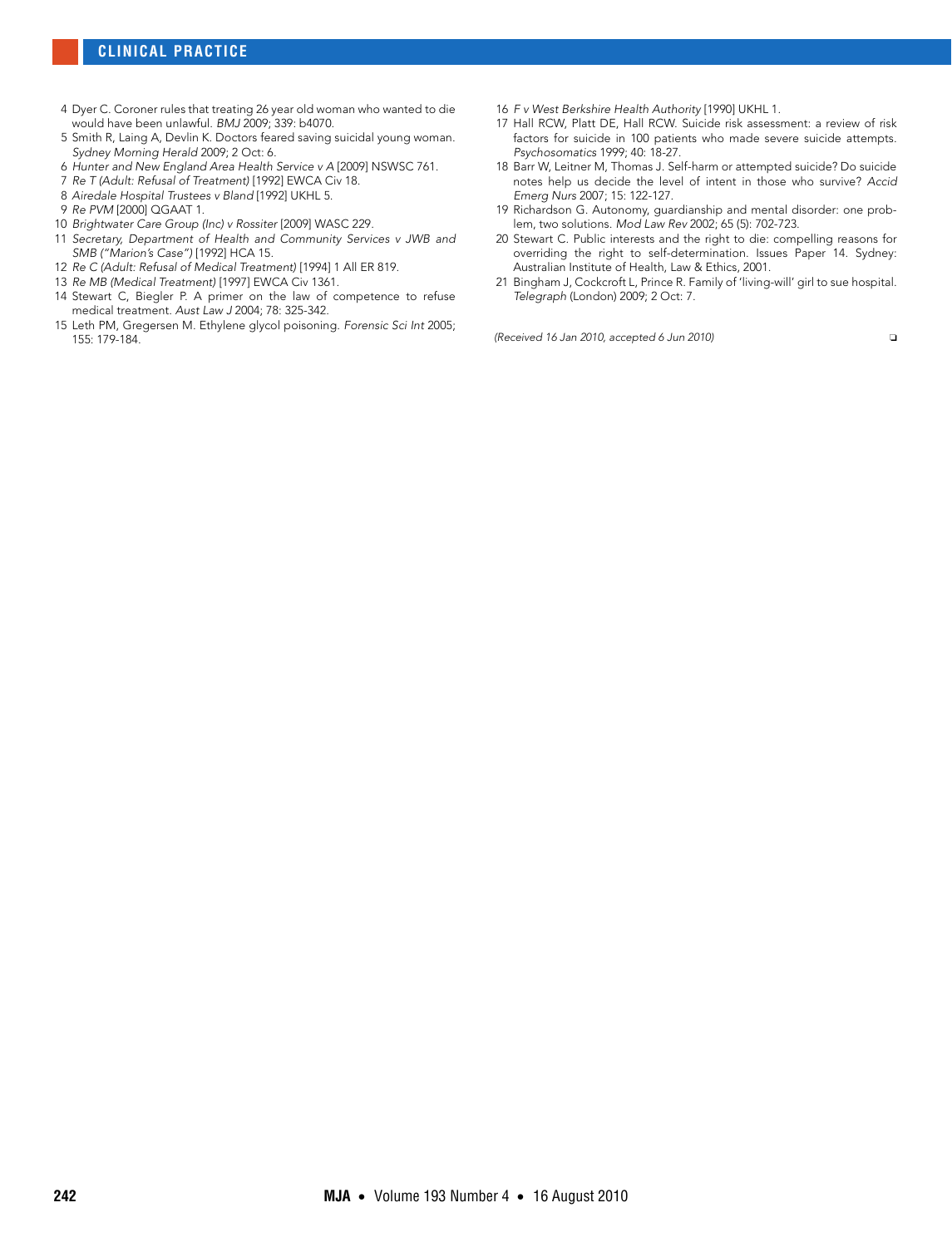4 Dyer C. Coroner rules that treating 26 year old woman who wanted to die would have been unlawful. *BMJ* 2009; 339: b4070.

5 Smith R, Laing A, Devlin K. Doctors feared saving suicidal young woman. *Sydney Morning Herald* 2009; 2 Oct: 6.

6 *Hunter and New England Area Health Service v A* [2009] NSWSC 761.

7 *Re T (Adult: Refusal of Treatment)* [1992] EWCA Civ 18.

8 *Airedale Hospital Trustees v Bland* [1992] UKHL 5.

9 *Re PVM* [2000] QGAAT 1.

10 *Brightwater Care Group (Inc) v Rossiter* [2009] WASC 229.

11 *Secretary, Department of Health and Community Services v JWB and SMB ("Marion's Case")* [1992] HCA 15.

12 *Re C (Adult: Refusal of Medical Treatment)* [1994] 1 All ER 819.

13 *Re MB (Medical Treatment)* [1997] EWCA Civ 1361.

14 Stewart C, Biegler P. A primer on the law of competence to refuse medical treatment. *Aust Law J* 2004; 78: 325-342.

15 Leth PM, Gregersen M. Ethylene glycol poisoning. *Forensic Sci Int* 2005; 155: 179-184.

16 *F v West Berkshire Health Authority* [1990] UKHL 1.

17 Hall RCW, Platt DE, Hall RCW. Suicide risk assessment: a review of risk factors for suicide in 100 patients who made severe suicide attempts. *Psychosomatics* 1999; 40: 18-27.

18 Barr W, Leitner M, Thomas J. Self-harm or attempted suicide? Do suicide notes help us decide the level of intent in those who survive? *Accid Emerg Nurs* 2007; 15: 122-127.

19 Richardson G. Autonomy, guardianship and mental disorder: one problem, two solutions. *Mod Law Rev* 2002; 65 (5): 702-723.

20 Stewart C. Public interests and the right to die: compelling reasons for overriding the right to self-determination. Issues Paper 14. Sydney: Australian Institute of Health, Law & Ethics, 2001.

21 Bingham J, Cockcroft L, Prince R. Family of 'living-will' girl to sue hospital. *Telegraph* (London) 2009; 2 Oct: 7.

*(Received 16 Jan 2010, accepted 6 Jun 2010)* ❑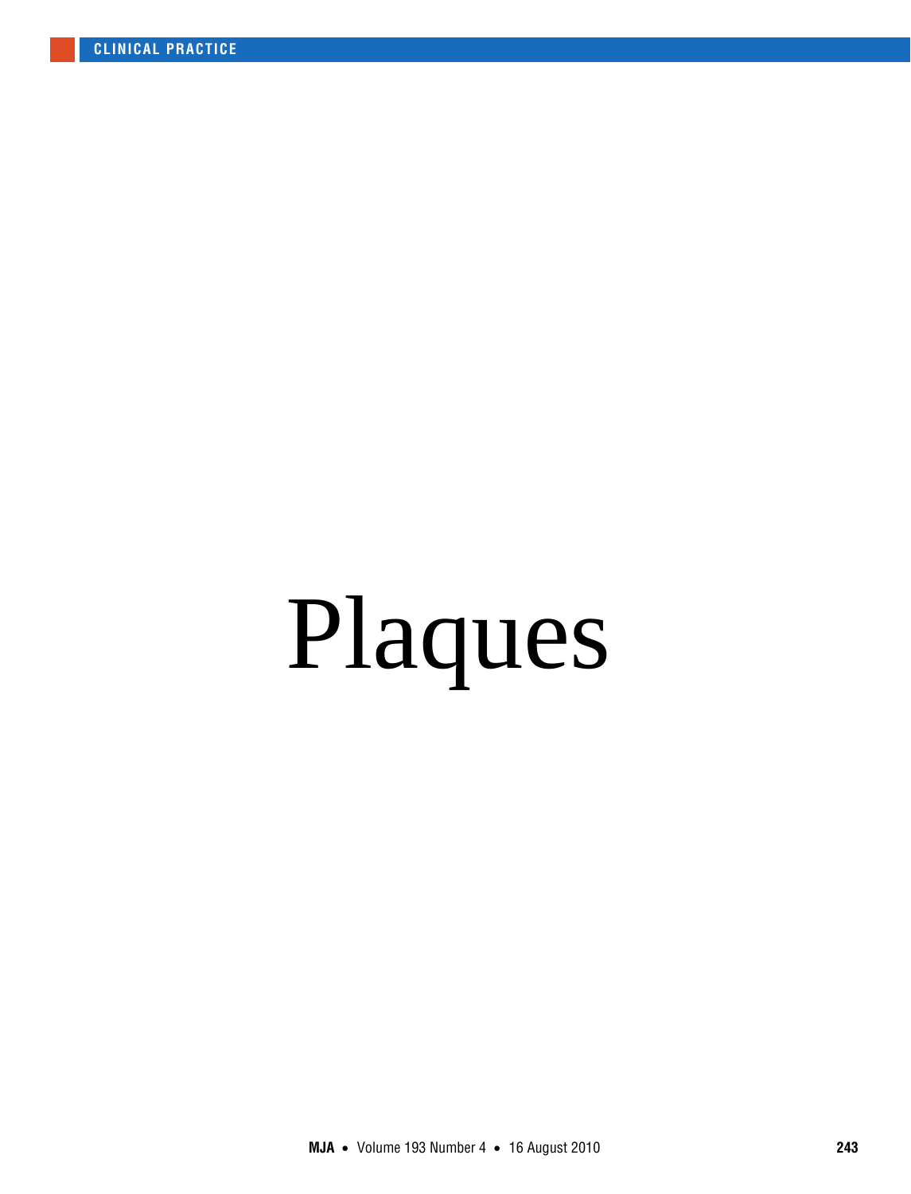Plaques